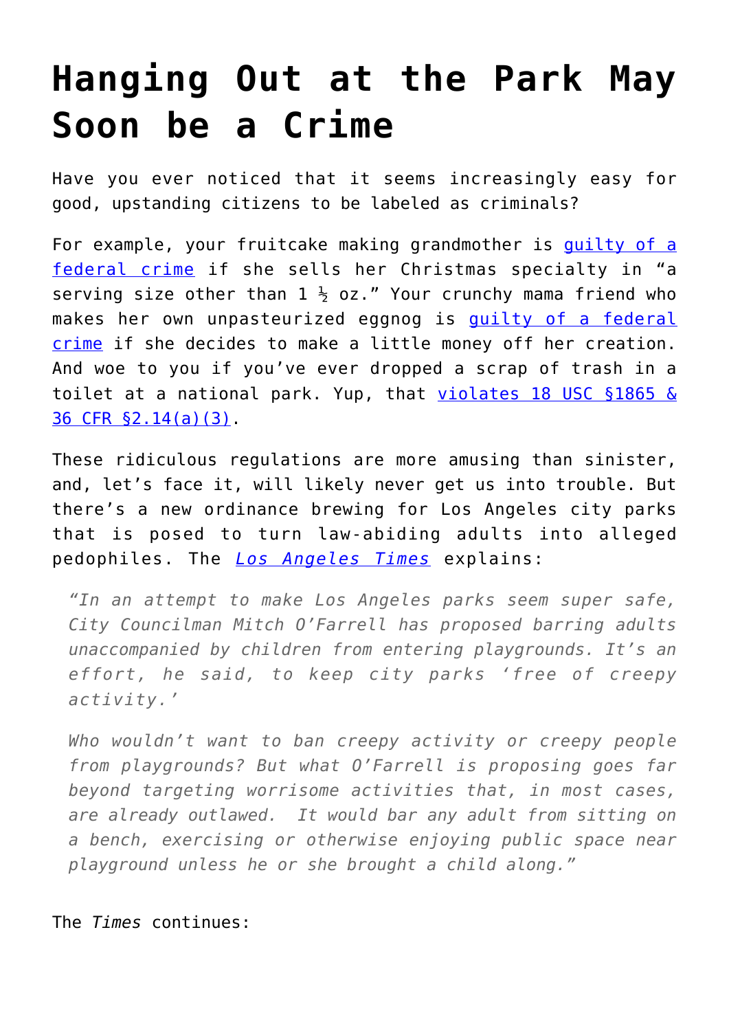# Hanging Out at the Park May Soon be a Crime

Have you ever noticed that it seems increasingly easy for good, upstanding citizens to be labeled as criminals?

For example, your fruitcake making grandmother is guilty of a federal crime if she sells her Christmas specialty in "a serving size other than 1 ½ oz." Your crunchy mama friend who makes her own unpasteurized eggnog is guilty of a federal crime if she decides to make a little money off her creation. And woe to you if you've ever dropped a scrap of trash in a toilet at a national park. Yup, that violates 18 USC §1865 & 36 CFR §2.14(a)(3).

These ridiculous regulations are more amusing than sinister, and, let's face it, will likely never get us into trouble. But there's a new ordinance brewing for Los Angeles city parks that is posed to turn law-abiding adults into alleged pedophiles. The *Los Angeles Times* explains:

> *"In an attempt to make Los Angeles parks seem super safe, City Councilman Mitch O'Farrell has proposed barring adults unaccompanied by children from entering playgrounds. It's an effort, he said, to keep city parks 'free of creepy activity.'*
>
> *Who wouldn't want to ban creepy activity or creepy people from playgrounds? But what O'Farrell is proposing goes far beyond targeting worrisome activities that, in most cases, are already outlawed. It would bar any adult from sitting on a bench, exercising or otherwise enjoying public space near playground unless he or she brought a child along."*

The *Times* continues: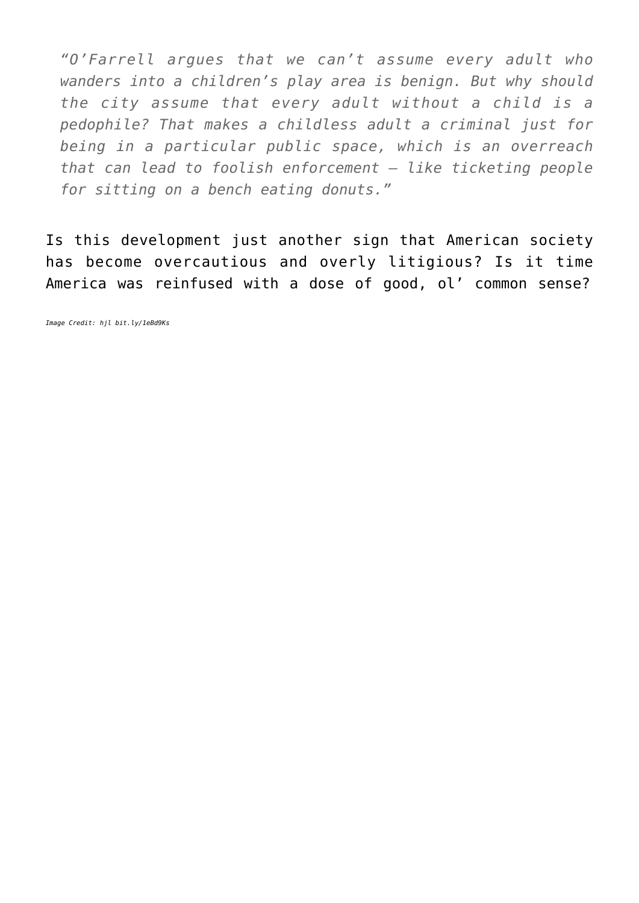> *"O'Farrell argues that we can't assume every adult who wanders into a children's play area is benign. But why should the city assume that every adult without a child is a pedophile? That makes a childless adult a criminal just for being in a particular public space, which is an overreach that can lead to foolish enforcement – like ticketing people for sitting on a bench eating donuts."*

Is this development just another sign that American society has become overcautious and overly litigious? Is it time America was reinfused with a dose of good, ol' common sense?

*Image Credit: hjl bit.ly/1eBd9Ks*